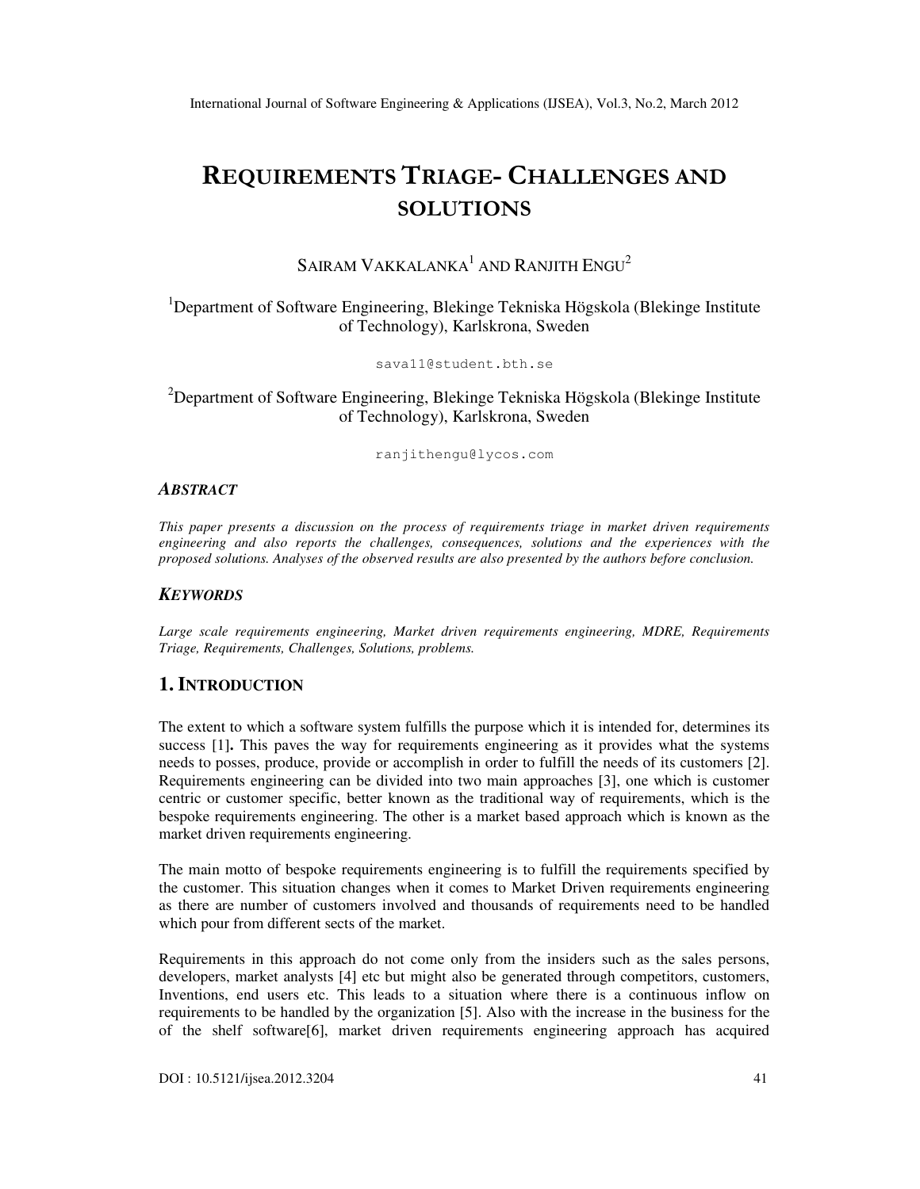# REQUIREMENTS TRIAGE- CHALLENGES AND SOLUTIONS

SAIRAM VAKKALANKA[1] AND RANJITH ENGU[2]

[1]Department of Software Engineering, Blekinge Tekniska Högskola (Blekinge Institute of Technology), Karlskrona, Sweden

sava11@student.bth.se

[2]Department of Software Engineering, Blekinge Tekniska Högskola (Blekinge Institute of Technology), Karlskrona, Sweden

ranjithengu@lycos.com

### *ABSTRACT*

*This paper presents a discussion on the process of requirements triage in market driven requirements engineering and also reports the challenges, consequences, solutions and the experiences with the proposed solutions. Analyses of the observed results are also presented by the authors before conclusion.*

### *KEYWORDS*

*Large scale requirements engineering, Market driven requirements engineering, MDRE, Requirements Triage, Requirements, Challenges, Solutions, problems.*

## 1. INTRODUCTION

The extent to which a software system fulfills the purpose which it is intended for, determines its success [1]**.** This paves the way for requirements engineering as it provides what the systems needs to posses, produce, provide or accomplish in order to fulfill the needs of its customers [2]. Requirements engineering can be divided into two main approaches [3], one which is customer centric or customer specific, better known as the traditional way of requirements, which is the bespoke requirements engineering. The other is a market based approach which is known as the market driven requirements engineering.

The main motto of bespoke requirements engineering is to fulfill the requirements specified by the customer. This situation changes when it comes to Market Driven requirements engineering as there are number of customers involved and thousands of requirements need to be handled which pour from different sects of the market.

Requirements in this approach do not come only from the insiders such as the sales persons, developers, market analysts [4] etc but might also be generated through competitors, customers, Inventions, end users etc. This leads to a situation where there is a continuous inflow on requirements to be handled by the organization [5]. Also with the increase in the business for the of the shelf software[6], market driven requirements engineering approach has acquired

DOI : 10.5121/ijsea.2012.3204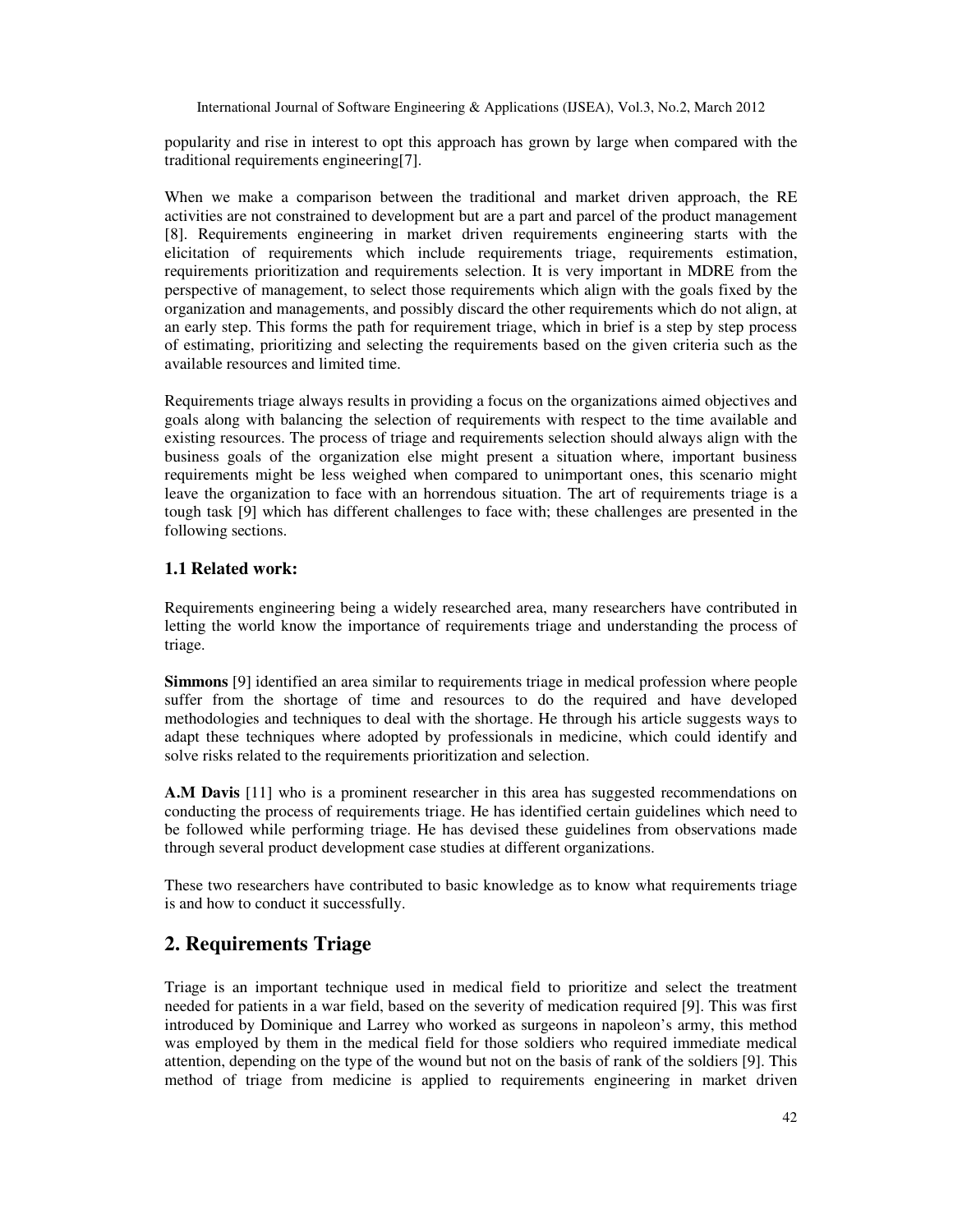popularity and rise in interest to opt this approach has grown by large when compared with the traditional requirements engineering[7].

When we make a comparison between the traditional and market driven approach, the RE activities are not constrained to development but are a part and parcel of the product management [8]. Requirements engineering in market driven requirements engineering starts with the elicitation of requirements which include requirements triage, requirements estimation, requirements prioritization and requirements selection. It is very important in MDRE from the perspective of management, to select those requirements which align with the goals fixed by the organization and managements, and possibly discard the other requirements which do not align, at an early step. This forms the path for requirement triage, which in brief is a step by step process of estimating, prioritizing and selecting the requirements based on the given criteria such as the available resources and limited time.

Requirements triage always results in providing a focus on the organizations aimed objectives and goals along with balancing the selection of requirements with respect to the time available and existing resources. The process of triage and requirements selection should always align with the business goals of the organization else might present a situation where, important business requirements might be less weighed when compared to unimportant ones, this scenario might leave the organization to face with an horrendous situation. The art of requirements triage is a tough task [9] which has different challenges to face with; these challenges are presented in the following sections.

### 1.1 Related work:

Requirements engineering being a widely researched area, many researchers have contributed in letting the world know the importance of requirements triage and understanding the process of triage.

**Simmons** [9] identified an area similar to requirements triage in medical profession where people suffer from the shortage of time and resources to do the required and have developed methodologies and techniques to deal with the shortage. He through his article suggests ways to adapt these techniques where adopted by professionals in medicine, which could identify and solve risks related to the requirements prioritization and selection.

**A.M Davis** [11] who is a prominent researcher in this area has suggested recommendations on conducting the process of requirements triage. He has identified certain guidelines which need to be followed while performing triage. He has devised these guidelines from observations made through several product development case studies at different organizations.

These two researchers have contributed to basic knowledge as to know what requirements triage is and how to conduct it successfully.

## 2. Requirements Triage

Triage is an important technique used in medical field to prioritize and select the treatment needed for patients in a war field, based on the severity of medication required [9]. This was first introduced by Dominique and Larrey who worked as surgeons in napoleon's army, this method was employed by them in the medical field for those soldiers who required immediate medical attention, depending on the type of the wound but not on the basis of rank of the soldiers [9]. This method of triage from medicine is applied to requirements engineering in market driven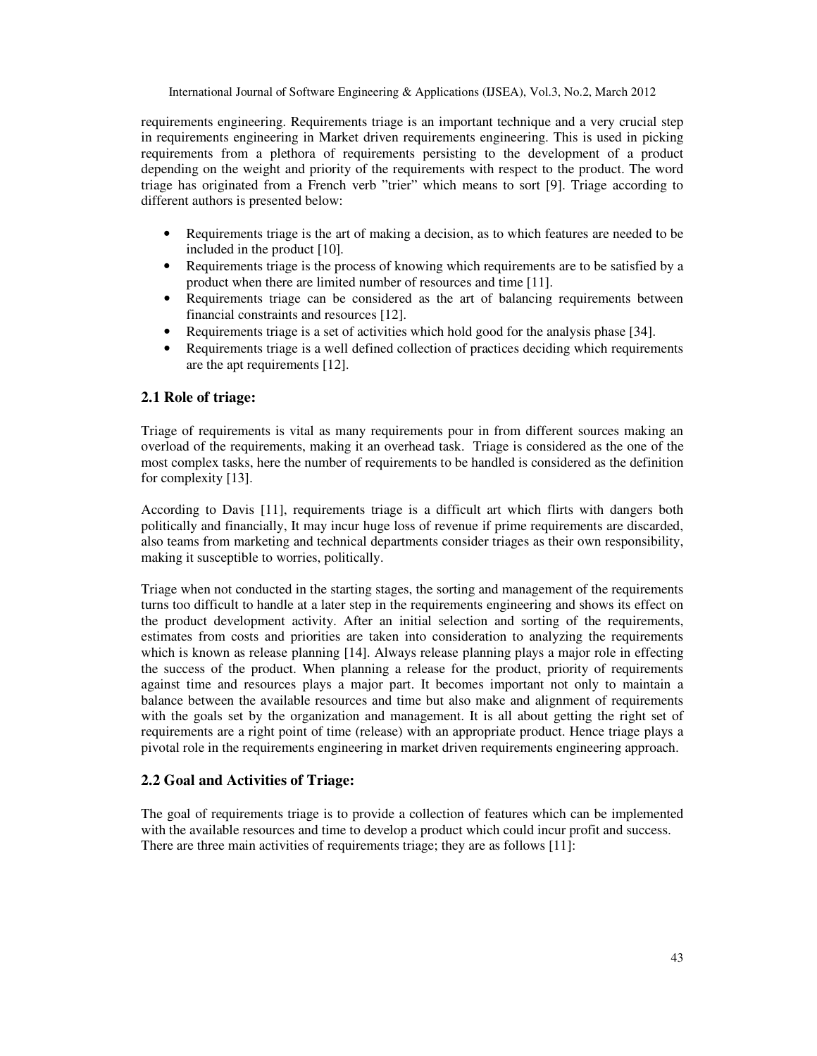requirements engineering. Requirements triage is an important technique and a very crucial step in requirements engineering in Market driven requirements engineering. This is used in picking requirements from a plethora of requirements persisting to the development of a product depending on the weight and priority of the requirements with respect to the product. The word triage has originated from a French verb "trier" which means to sort [9]. Triage according to different authors is presented below:

- Requirements triage is the art of making a decision, as to which features are needed to be included in the product [10].
- Requirements triage is the process of knowing which requirements are to be satisfied by a product when there are limited number of resources and time [11].
- Requirements triage can be considered as the art of balancing requirements between financial constraints and resources [12].
- Requirements triage is a set of activities which hold good for the analysis phase [34].
- Requirements triage is a well defined collection of practices deciding which requirements are the apt requirements [12].

## 2.1 Role of triage:

Triage of requirements is vital as many requirements pour in from different sources making an overload of the requirements, making it an overhead task. Triage is considered as the one of the most complex tasks, here the number of requirements to be handled is considered as the definition for complexity [13].

According to Davis [11], requirements triage is a difficult art which flirts with dangers both politically and financially, It may incur huge loss of revenue if prime requirements are discarded, also teams from marketing and technical departments consider triages as their own responsibility, making it susceptible to worries, politically.

Triage when not conducted in the starting stages, the sorting and management of the requirements turns too difficult to handle at a later step in the requirements engineering and shows its effect on the product development activity. After an initial selection and sorting of the requirements, estimates from costs and priorities are taken into consideration to analyzing the requirements which is known as release planning [14]. Always release planning plays a major role in effecting the success of the product. When planning a release for the product, priority of requirements against time and resources plays a major part. It becomes important not only to maintain a balance between the available resources and time but also make and alignment of requirements with the goals set by the organization and management. It is all about getting the right set of requirements are a right point of time (release) with an appropriate product. Hence triage plays a pivotal role in the requirements engineering in market driven requirements engineering approach.

## 2.2 Goal and Activities of Triage:

The goal of requirements triage is to provide a collection of features which can be implemented with the available resources and time to develop a product which could incur profit and success. There are three main activities of requirements triage; they are as follows [11]: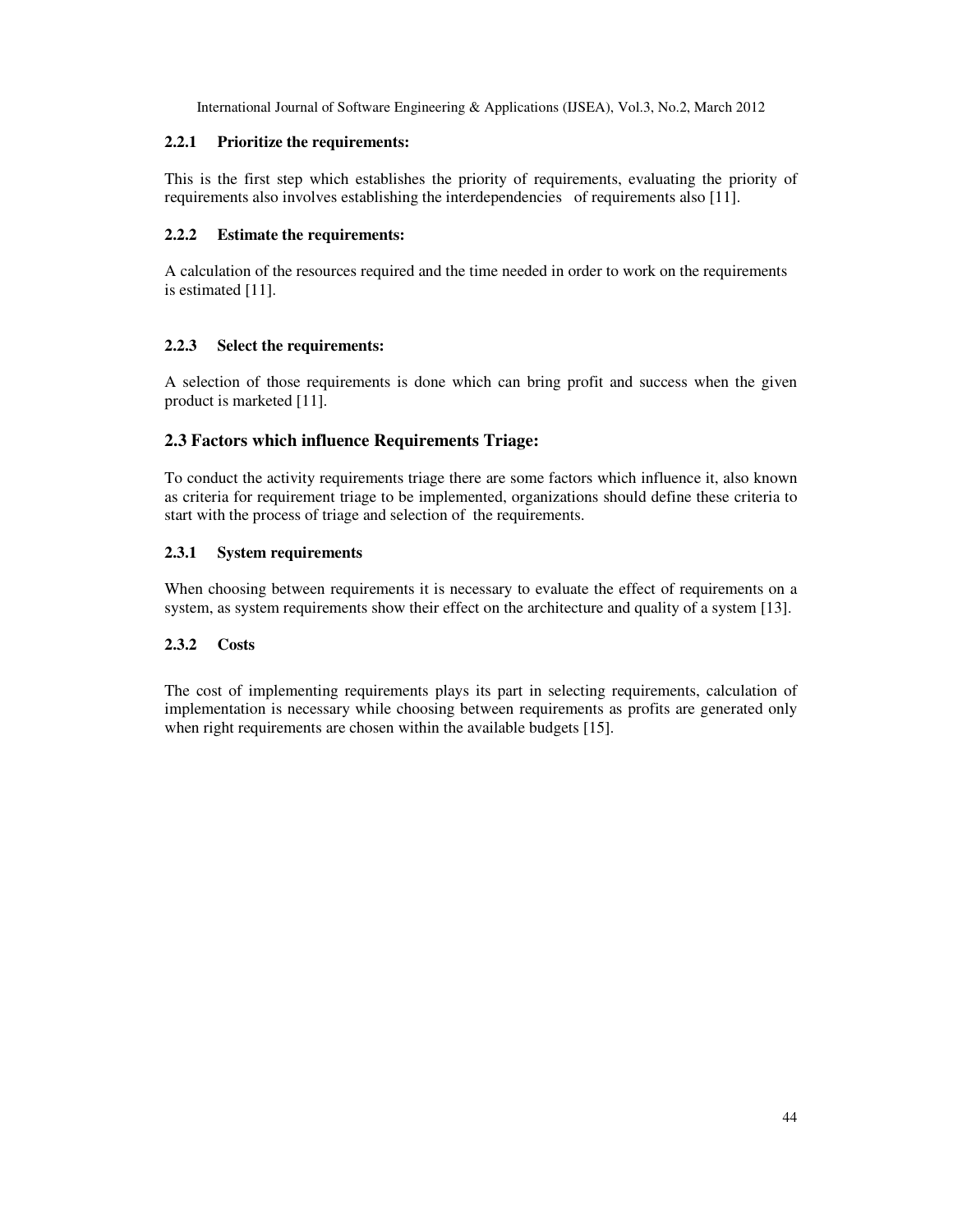#### 2.2.1 Prioritize the requirements:

This is the first step which establishes the priority of requirements, evaluating the priority of requirements also involves establishing the interdependencies of requirements also [11].

#### 2.2.2 Estimate the requirements:

A calculation of the resources required and the time needed in order to work on the requirements is estimated [11].

#### 2.2.3 Select the requirements:

A selection of those requirements is done which can bring profit and success when the given product is marketed [11].

### 2.3 Factors which influence Requirements Triage:

To conduct the activity requirements triage there are some factors which influence it, also known as criteria for requirement triage to be implemented, organizations should define these criteria to start with the process of triage and selection of the requirements.

#### 2.3.1 System requirements

When choosing between requirements it is necessary to evaluate the effect of requirements on a system, as system requirements show their effect on the architecture and quality of a system [13].

#### 2.3.2 Costs

The cost of implementing requirements plays its part in selecting requirements, calculation of implementation is necessary while choosing between requirements as profits are generated only when right requirements are chosen within the available budgets [15].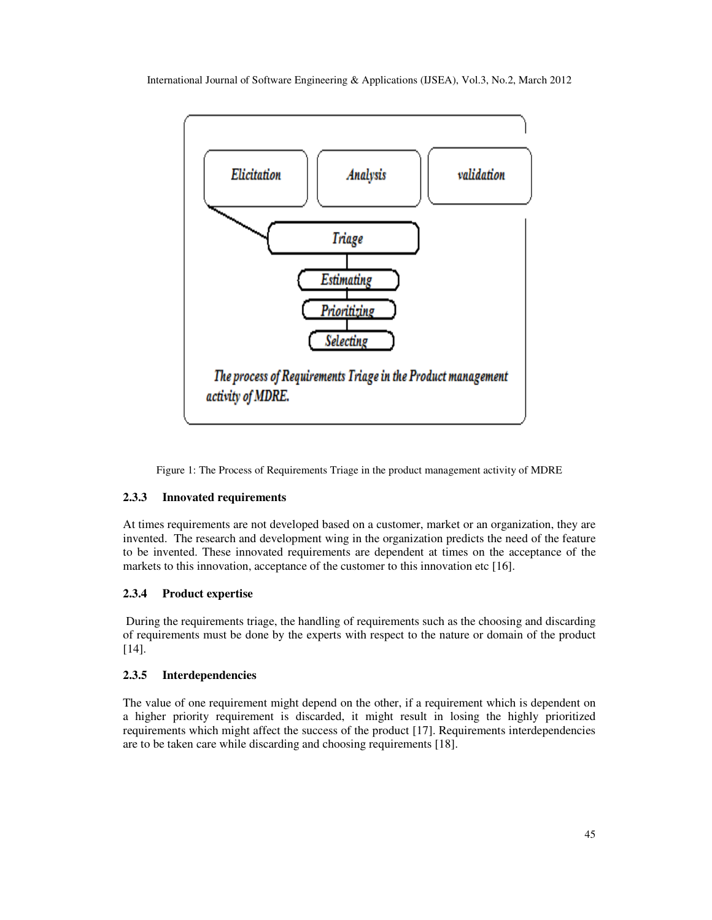Elicitation

Analysis

validation

Triage

Estimating

Prioritizing

Selecting

*The process of Requirements Triage in the Product management activity of MDRE.*

Figure 1: The Process of Requirements Triage in the product management activity of MDRE

### 2.3.3 Innovated requirements

At times requirements are not developed based on a customer, market or an organization, they are invented. The research and development wing in the organization predicts the need of the feature to be invented. These innovated requirements are dependent at times on the acceptance of the markets to this innovation, acceptance of the customer to this innovation etc [16].

### 2.3.4 Product expertise

During the requirements triage, the handling of requirements such as the choosing and discarding of requirements must be done by the experts with respect to the nature or domain of the product [14].

### 2.3.5 Interdependencies

The value of one requirement might depend on the other, if a requirement which is dependent on a higher priority requirement is discarded, it might result in losing the highly prioritized requirements which might affect the success of the product [17]. Requirements interdependencies are to be taken care while discarding and choosing requirements [18].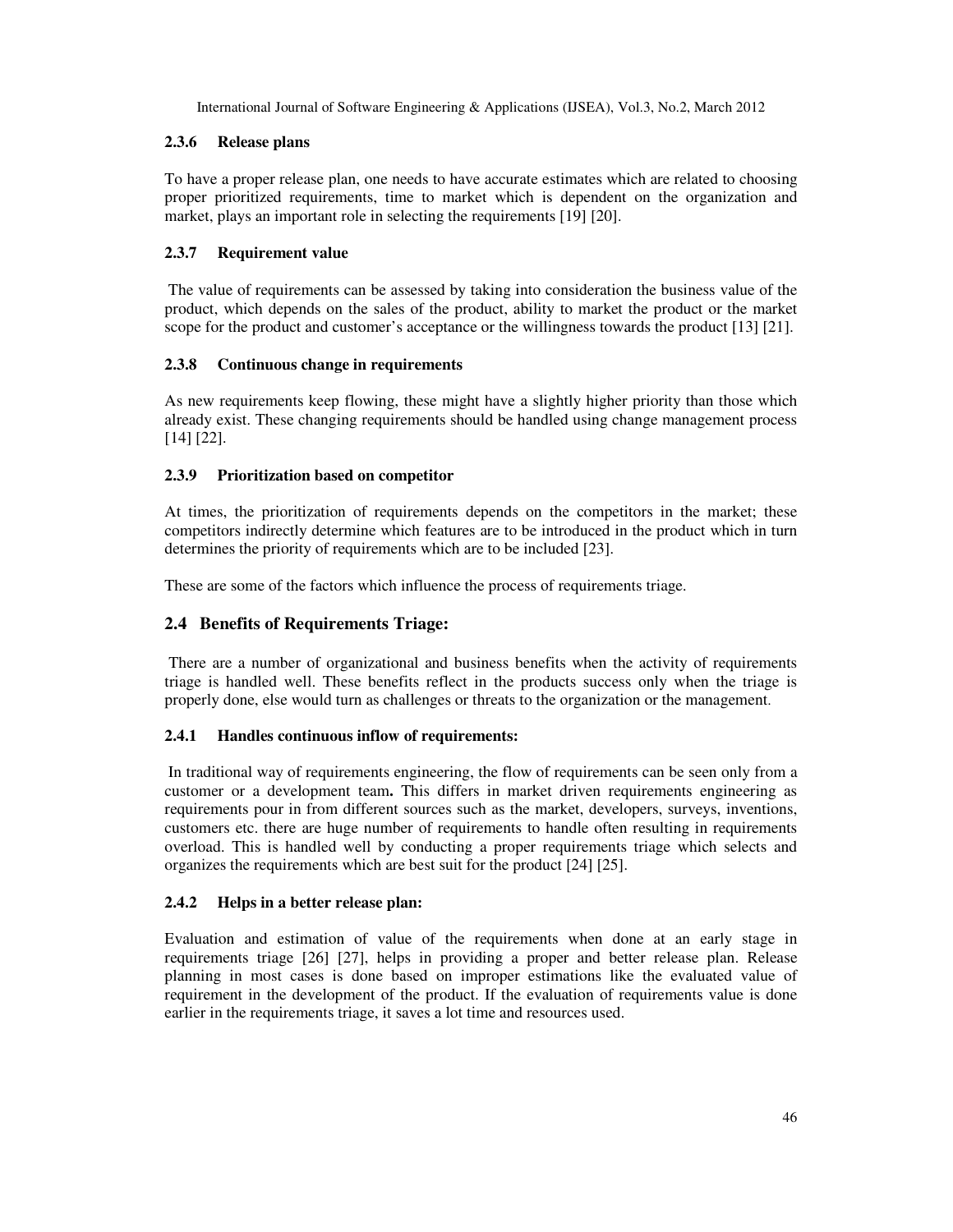### 2.3.6 Release plans

To have a proper release plan, one needs to have accurate estimates which are related to choosing proper prioritized requirements, time to market which is dependent on the organization and market, plays an important role in selecting the requirements [19] [20].

### 2.3.7 Requirement value

The value of requirements can be assessed by taking into consideration the business value of the product, which depends on the sales of the product, ability to market the product or the market scope for the product and customer's acceptance or the willingness towards the product [13] [21].

### 2.3.8 Continuous change in requirements

As new requirements keep flowing, these might have a slightly higher priority than those which already exist. These changing requirements should be handled using change management process [14] [22].

### 2.3.9 Prioritization based on competitor

At times, the prioritization of requirements depends on the competitors in the market; these competitors indirectly determine which features are to be introduced in the product which in turn determines the priority of requirements which are to be included [23].

These are some of the factors which influence the process of requirements triage.

## 2.4 Benefits of Requirements Triage:

There are a number of organizational and business benefits when the activity of requirements triage is handled well. These benefits reflect in the products success only when the triage is properly done, else would turn as challenges or threats to the organization or the management.

### 2.4.1 Handles continuous inflow of requirements:

In traditional way of requirements engineering, the flow of requirements can be seen only from a customer or a development team**.** This differs in market driven requirements engineering as requirements pour in from different sources such as the market, developers, surveys, inventions, customers etc. there are huge number of requirements to handle often resulting in requirements overload. This is handled well by conducting a proper requirements triage which selects and organizes the requirements which are best suit for the product [24] [25].

### 2.4.2 Helps in a better release plan:

Evaluation and estimation of value of the requirements when done at an early stage in requirements triage [26] [27], helps in providing a proper and better release plan. Release planning in most cases is done based on improper estimations like the evaluated value of requirement in the development of the product. If the evaluation of requirements value is done earlier in the requirements triage, it saves a lot time and resources used.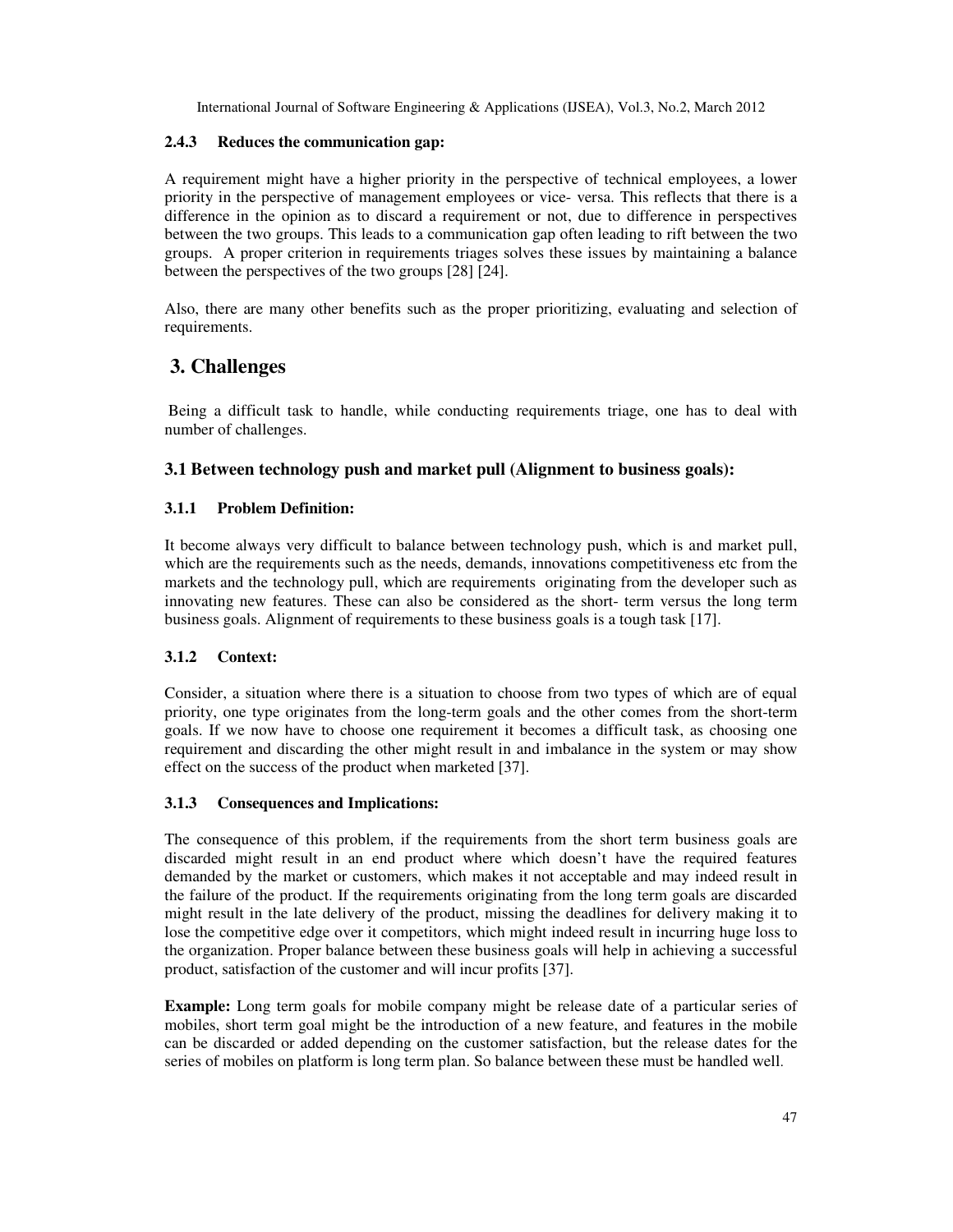### 2.4.3 Reduces the communication gap:

A requirement might have a higher priority in the perspective of technical employees, a lower priority in the perspective of management employees or vice- versa. This reflects that there is a difference in the opinion as to discard a requirement or not, due to difference in perspectives between the two groups. This leads to a communication gap often leading to rift between the two groups. A proper criterion in requirements triages solves these issues by maintaining a balance between the perspectives of the two groups [28] [24].

Also, there are many other benefits such as the proper prioritizing, evaluating and selection of requirements.

# 3. Challenges

Being a difficult task to handle, while conducting requirements triage, one has to deal with number of challenges.

## 3.1 Between technology push and market pull (Alignment to business goals):

### 3.1.1 Problem Definition:

It become always very difficult to balance between technology push, which is and market pull, which are the requirements such as the needs, demands, innovations competitiveness etc from the markets and the technology pull, which are requirements originating from the developer such as innovating new features. These can also be considered as the short- term versus the long term business goals. Alignment of requirements to these business goals is a tough task [17].

### 3.1.2 Context:

Consider, a situation where there is a situation to choose from two types of which are of equal priority, one type originates from the long-term goals and the other comes from the short-term goals. If we now have to choose one requirement it becomes a difficult task, as choosing one requirement and discarding the other might result in and imbalance in the system or may show effect on the success of the product when marketed [37].

### 3.1.3 Consequences and Implications:

The consequence of this problem, if the requirements from the short term business goals are discarded might result in an end product where which doesn't have the required features demanded by the market or customers, which makes it not acceptable and may indeed result in the failure of the product. If the requirements originating from the long term goals are discarded might result in the late delivery of the product, missing the deadlines for delivery making it to lose the competitive edge over it competitors, which might indeed result in incurring huge loss to the organization. Proper balance between these business goals will help in achieving a successful product, satisfaction of the customer and will incur profits [37].

**Example:** Long term goals for mobile company might be release date of a particular series of mobiles, short term goal might be the introduction of a new feature, and features in the mobile can be discarded or added depending on the customer satisfaction, but the release dates for the series of mobiles on platform is long term plan. So balance between these must be handled well.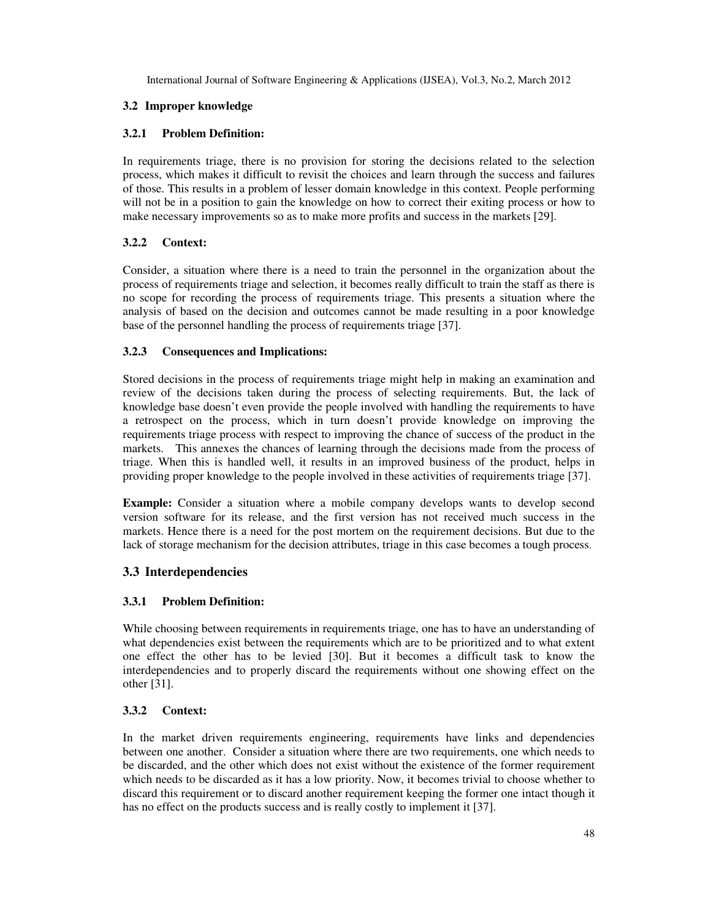### 3.2 Improper knowledge

#### 3.2.1 Problem Definition:

In requirements triage, there is no provision for storing the decisions related to the selection process, which makes it difficult to revisit the choices and learn through the success and failures of those. This results in a problem of lesser domain knowledge in this context. People performing will not be in a position to gain the knowledge on how to correct their exiting process or how to make necessary improvements so as to make more profits and success in the markets [29].

#### 3.2.2 Context:

Consider, a situation where there is a need to train the personnel in the organization about the process of requirements triage and selection, it becomes really difficult to train the staff as there is no scope for recording the process of requirements triage. This presents a situation where the analysis of based on the decision and outcomes cannot be made resulting in a poor knowledge base of the personnel handling the process of requirements triage [37].

#### 3.2.3 Consequences and Implications:

Stored decisions in the process of requirements triage might help in making an examination and review of the decisions taken during the process of selecting requirements. But, the lack of knowledge base doesn't even provide the people involved with handling the requirements to have a retrospect on the process, which in turn doesn't provide knowledge on improving the requirements triage process with respect to improving the chance of success of the product in the markets. This annexes the chances of learning through the decisions made from the process of triage. When this is handled well, it results in an improved business of the product, helps in providing proper knowledge to the people involved in these activities of requirements triage [37].

**Example:** Consider a situation where a mobile company develops wants to develop second version software for its release, and the first version has not received much success in the markets. Hence there is a need for the post mortem on the requirement decisions. But due to the lack of storage mechanism for the decision attributes, triage in this case becomes a tough process.

### 3.3 Interdependencies

#### 3.3.1 Problem Definition:

While choosing between requirements in requirements triage, one has to have an understanding of what dependencies exist between the requirements which are to be prioritized and to what extent one effect the other has to be levied [30]. But it becomes a difficult task to know the interdependencies and to properly discard the requirements without one showing effect on the other [31].

#### 3.3.2 Context:

In the market driven requirements engineering, requirements have links and dependencies between one another. Consider a situation where there are two requirements, one which needs to be discarded, and the other which does not exist without the existence of the former requirement which needs to be discarded as it has a low priority. Now, it becomes trivial to choose whether to discard this requirement or to discard another requirement keeping the former one intact though it has no effect on the products success and is really costly to implement it [37].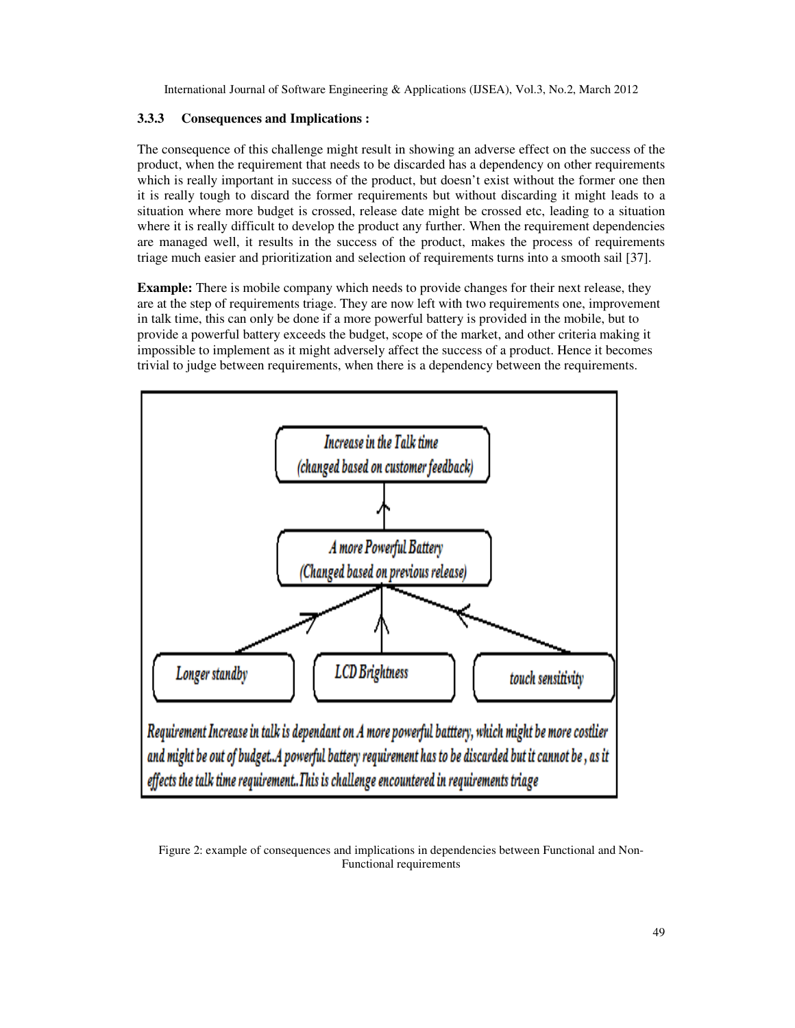#### 3.3.3 Consequences and Implications :

The consequence of this challenge might result in showing an adverse effect on the success of the product, when the requirement that needs to be discarded has a dependency on other requirements which is really important in success of the product, but doesn't exist without the former one then it is really tough to discard the former requirements but without discarding it might leads to a situation where more budget is crossed, release date might be crossed etc, leading to a situation where it is really difficult to develop the product any further. When the requirement dependencies are managed well, it results in the success of the product, makes the process of requirements triage much easier and prioritization and selection of requirements turns into a smooth sail [37].

**Example:** There is mobile company which needs to provide changes for their next release, they are at the step of requirements triage. They are now left with two requirements one, improvement in talk time, this can only be done if a more powerful battery is provided in the mobile, but to provide a powerful battery exceeds the budget, scope of the market, and other criteria making it impossible to implement as it might adversely affect the success of a product. Hence it becomes trivial to judge between requirements, when there is a dependency between the requirements.

Increase in the Talk time (changed based on customer feedback)

A more Powerful Battery (Changed based on previous release)

Longer standby | LCD Brightness | touch sensitivity

Requirement Increase in talk is dependant on A more powerful batttery, which might be more costlier and might be out of budget..A powerful battery requirement has to be discarded but it cannot be , as it effects the talk time requirement..This is challenge encountered in requirements triage

Figure 2: example of consequences and implications in dependencies between Functional and Non-Functional requirements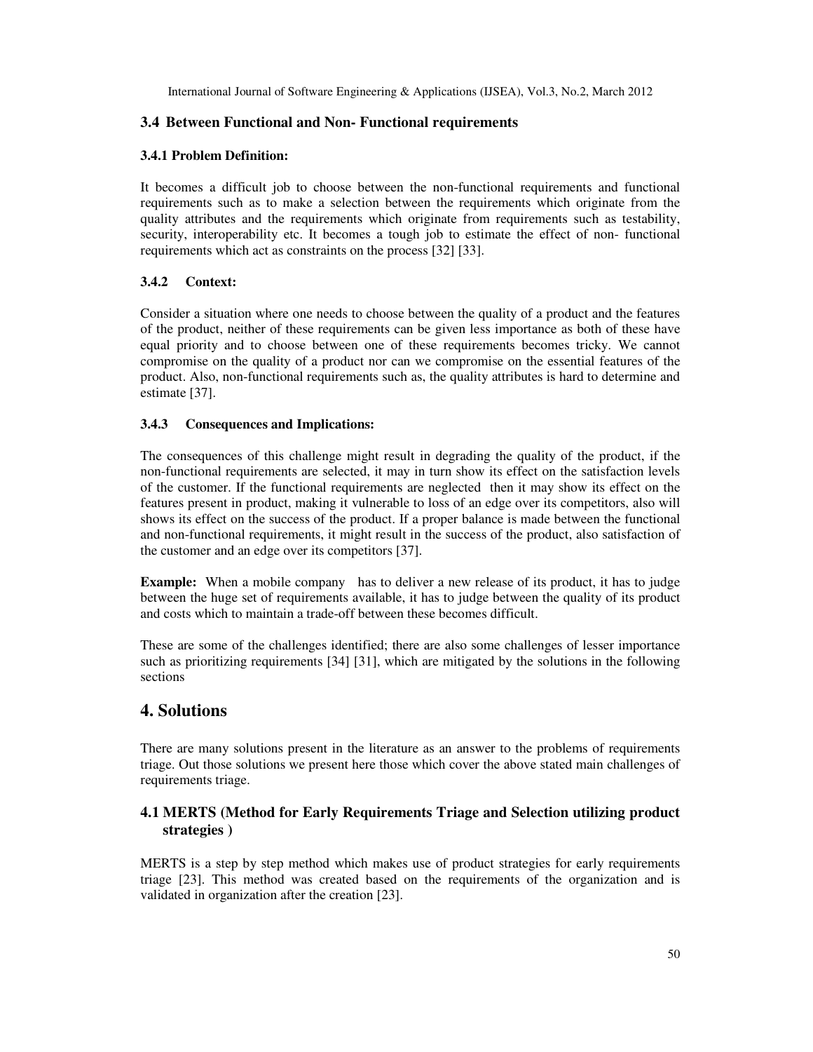### 3.4 Between Functional and Non- Functional requirements

#### 3.4.1 Problem Definition:

It becomes a difficult job to choose between the non-functional requirements and functional requirements such as to make a selection between the requirements which originate from the quality attributes and the requirements which originate from requirements such as testability, security, interoperability etc. It becomes a tough job to estimate the effect of non- functional requirements which act as constraints on the process [32] [33].

#### 3.4.2 Context:

Consider a situation where one needs to choose between the quality of a product and the features of the product, neither of these requirements can be given less importance as both of these have equal priority and to choose between one of these requirements becomes tricky. We cannot compromise on the quality of a product nor can we compromise on the essential features of the product. Also, non-functional requirements such as, the quality attributes is hard to determine and estimate [37].

#### 3.4.3 Consequences and Implications:

The consequences of this challenge might result in degrading the quality of the product, if the non-functional requirements are selected, it may in turn show its effect on the satisfaction levels of the customer. If the functional requirements are neglected then it may show its effect on the features present in product, making it vulnerable to loss of an edge over its competitors, also will shows its effect on the success of the product. If a proper balance is made between the functional and non-functional requirements, it might result in the success of the product, also satisfaction of the customer and an edge over its competitors [37].

**Example:** When a mobile company has to deliver a new release of its product, it has to judge between the huge set of requirements available, it has to judge between the quality of its product and costs which to maintain a trade-off between these becomes difficult.

These are some of the challenges identified; there are also some challenges of lesser importance such as prioritizing requirements [34] [31], which are mitigated by the solutions in the following sections

# 4. Solutions

There are many solutions present in the literature as an answer to the problems of requirements triage. Out those solutions we present here those which cover the above stated main challenges of requirements triage.

## 4.1 MERTS (Method for Early Requirements Triage and Selection utilizing product strategies )

MERTS is a step by step method which makes use of product strategies for early requirements triage [23]. This method was created based on the requirements of the organization and is validated in organization after the creation [23].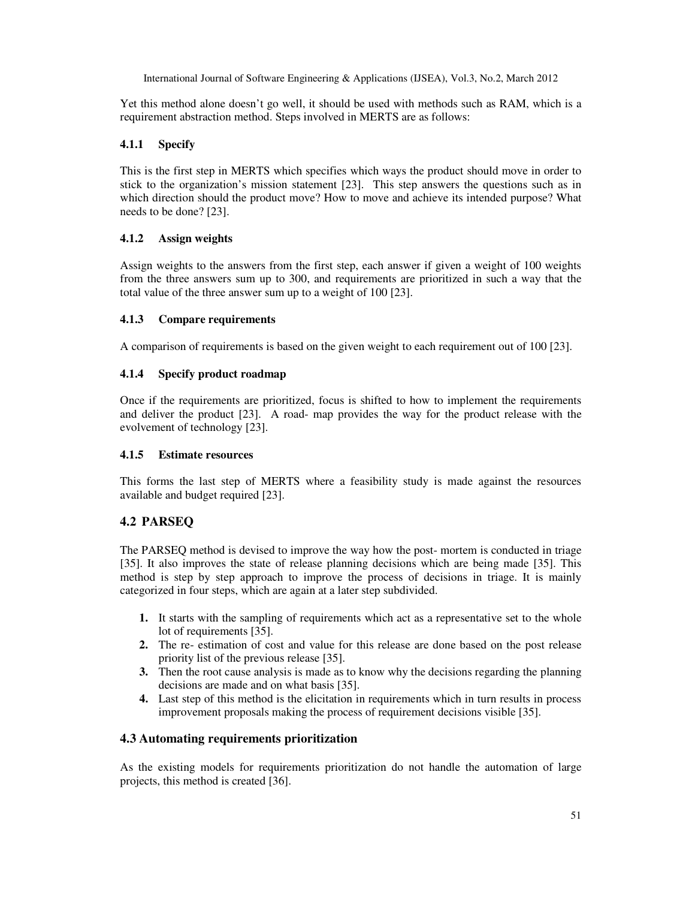Yet this method alone doesn't go well, it should be used with methods such as RAM, which is a requirement abstraction method. Steps involved in MERTS are as follows:

#### 4.1.1 Specify

This is the first step in MERTS which specifies which ways the product should move in order to stick to the organization's mission statement [23]. This step answers the questions such as in which direction should the product move? How to move and achieve its intended purpose? What needs to be done? [23].

#### 4.1.2 Assign weights

Assign weights to the answers from the first step, each answer if given a weight of 100 weights from the three answers sum up to 300, and requirements are prioritized in such a way that the total value of the three answer sum up to a weight of 100 [23].

#### 4.1.3 Compare requirements

A comparison of requirements is based on the given weight to each requirement out of 100 [23].

#### 4.1.4 Specify product roadmap

Once if the requirements are prioritized, focus is shifted to how to implement the requirements and deliver the product [23]. A road- map provides the way for the product release with the evolvement of technology [23].

#### 4.1.5 Estimate resources

This forms the last step of MERTS where a feasibility study is made against the resources available and budget required [23].

### 4.2 PARSEQ

The PARSEQ method is devised to improve the way how the post- mortem is conducted in triage [35]. It also improves the state of release planning decisions which are being made [35]. This method is step by step approach to improve the process of decisions in triage. It is mainly categorized in four steps, which are again at a later step subdivided.

1. It starts with the sampling of requirements which act as a representative set to the whole lot of requirements [35].
2. The re- estimation of cost and value for this release are done based on the post release priority list of the previous release [35].
3. Then the root cause analysis is made as to know why the decisions regarding the planning decisions are made and on what basis [35].
4. Last step of this method is the elicitation in requirements which in turn results in process improvement proposals making the process of requirement decisions visible [35].

### 4.3 Automating requirements prioritization

As the existing models for requirements prioritization do not handle the automation of large projects, this method is created [36].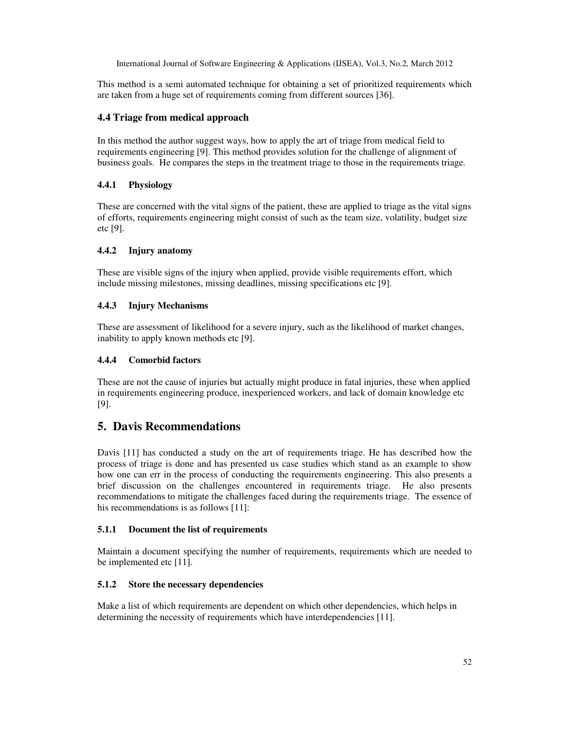This method is a semi automated technique for obtaining a set of prioritized requirements which are taken from a huge set of requirements coming from different sources [36].

### 4.4 Triage from medical approach

In this method the author suggest ways, how to apply the art of triage from medical field to requirements engineering [9]. This method provides solution for the challenge of alignment of business goals. He compares the steps in the treatment triage to those in the requirements triage.

#### 4.4.1 Physiology

These are concerned with the vital signs of the patient, these are applied to triage as the vital signs of efforts, requirements engineering might consist of such as the team size, volatility, budget size etc [9].

#### 4.4.2 Injury anatomy

These are visible signs of the injury when applied, provide visible requirements effort, which include missing milestones, missing deadlines, missing specifications etc [9].

#### 4.4.3 Injury Mechanisms

These are assessment of likelihood for a severe injury, such as the likelihood of market changes, inability to apply known methods etc [9].

#### 4.4.4 Comorbid factors

These are not the cause of injuries but actually might produce in fatal injuries, these when applied in requirements engineering produce, inexperienced workers, and lack of domain knowledge etc [9].

## 5. Davis Recommendations

Davis [11] has conducted a study on the art of requirements triage. He has described how the process of triage is done and has presented us case studies which stand as an example to show how one can err in the process of conducting the requirements engineering. This also presents a brief discussion on the challenges encountered in requirements triage. He also presents recommendations to mitigate the challenges faced during the requirements triage. The essence of his recommendations is as follows [11]:

#### 5.1.1 Document the list of requirements

Maintain a document specifying the number of requirements, requirements which are needed to be implemented etc [11].

#### 5.1.2 Store the necessary dependencies

Make a list of which requirements are dependent on which other dependencies, which helps in determining the necessity of requirements which have interdependencies [11].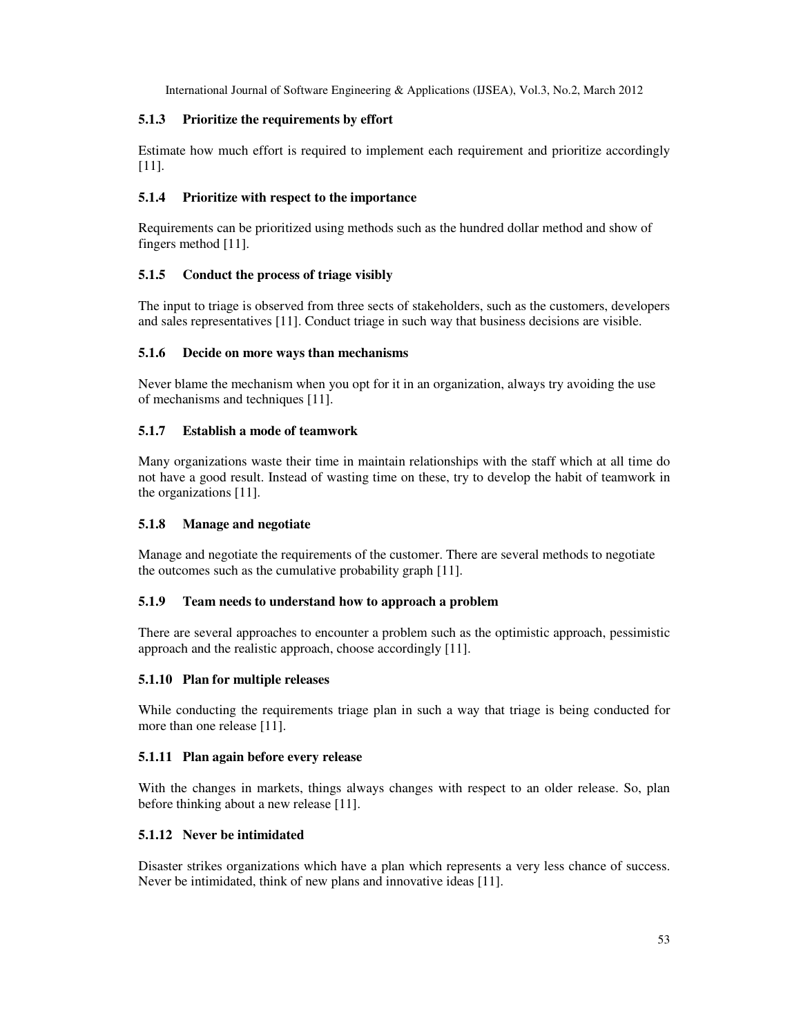#### 5.1.3 Prioritize the requirements by effort

Estimate how much effort is required to implement each requirement and prioritize accordingly [11].

#### 5.1.4 Prioritize with respect to the importance

Requirements can be prioritized using methods such as the hundred dollar method and show of fingers method [11].

#### 5.1.5 Conduct the process of triage visibly

The input to triage is observed from three sects of stakeholders, such as the customers, developers and sales representatives [11]. Conduct triage in such way that business decisions are visible.

#### 5.1.6 Decide on more ways than mechanisms

Never blame the mechanism when you opt for it in an organization, always try avoiding the use of mechanisms and techniques [11].

#### 5.1.7 Establish a mode of teamwork

Many organizations waste their time in maintain relationships with the staff which at all time do not have a good result. Instead of wasting time on these, try to develop the habit of teamwork in the organizations [11].

#### 5.1.8 Manage and negotiate

Manage and negotiate the requirements of the customer. There are several methods to negotiate the outcomes such as the cumulative probability graph [11].

#### 5.1.9 Team needs to understand how to approach a problem

There are several approaches to encounter a problem such as the optimistic approach, pessimistic approach and the realistic approach, choose accordingly [11].

#### 5.1.10 Plan for multiple releases

While conducting the requirements triage plan in such a way that triage is being conducted for more than one release [11].

#### 5.1.11 Plan again before every release

With the changes in markets, things always changes with respect to an older release. So, plan before thinking about a new release [11].

#### 5.1.12 Never be intimidated

Disaster strikes organizations which have a plan which represents a very less chance of success. Never be intimidated, think of new plans and innovative ideas [11].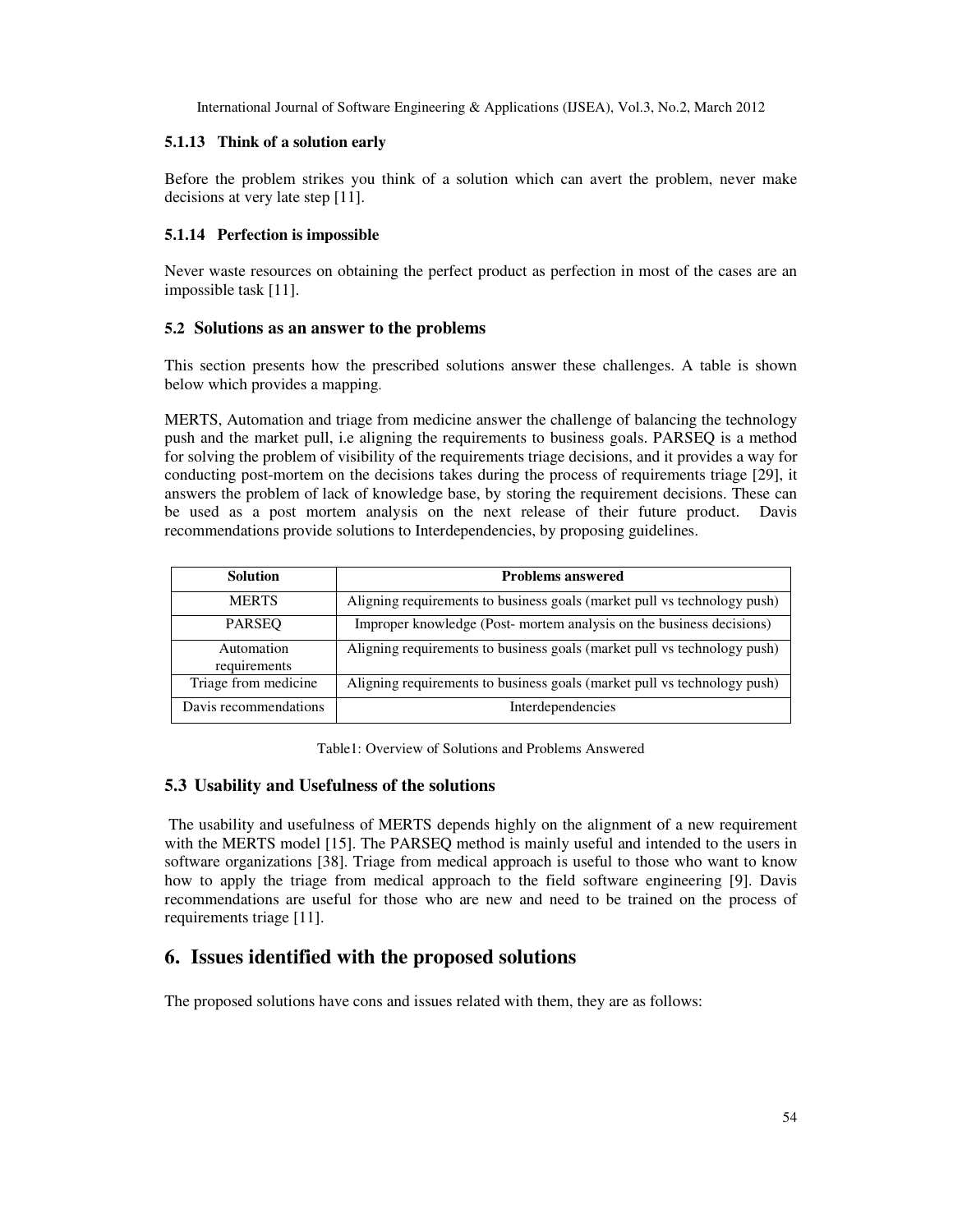#### 5.1.13 Think of a solution early

Before the problem strikes you think of a solution which can avert the problem, never make decisions at very late step [11].

#### 5.1.14 Perfection is impossible

Never waste resources on obtaining the perfect product as perfection in most of the cases are an impossible task [11].

### 5.2 Solutions as an answer to the problems

This section presents how the prescribed solutions answer these challenges. A table is shown below which provides a mapping.

MERTS, Automation and triage from medicine answer the challenge of balancing the technology push and the market pull, i.e aligning the requirements to business goals. PARSEQ is a method for solving the problem of visibility of the requirements triage decisions, and it provides a way for conducting post-mortem on the decisions takes during the process of requirements triage [29], it answers the problem of lack of knowledge base, by storing the requirement decisions. These can be used as a post mortem analysis on the next release of their future product. Davis recommendations provide solutions to Interdependencies, by proposing guidelines.

| Solution | Problems answered |
|---|---|
| MERTS | Aligning requirements to business goals (market pull vs technology push) |
| PARSEQ | Improper knowledge (Post- mortem analysis on the business decisions) |
| Automation requirements | Aligning requirements to business goals (market pull vs technology push) |
| Triage from medicine | Aligning requirements to business goals (market pull vs technology push) |
| Davis recommendations | Interdependencies |

Table1: Overview of Solutions and Problems Answered

### 5.3 Usability and Usefulness of the solutions

The usability and usefulness of MERTS depends highly on the alignment of a new requirement with the MERTS model [15]. The PARSEQ method is mainly useful and intended to the users in software organizations [38]. Triage from medical approach is useful to those who want to know how to apply the triage from medical approach to the field software engineering [9]. Davis recommendations are useful for those who are new and need to be trained on the process of requirements triage [11].

## 6. Issues identified with the proposed solutions

The proposed solutions have cons and issues related with them, they are as follows: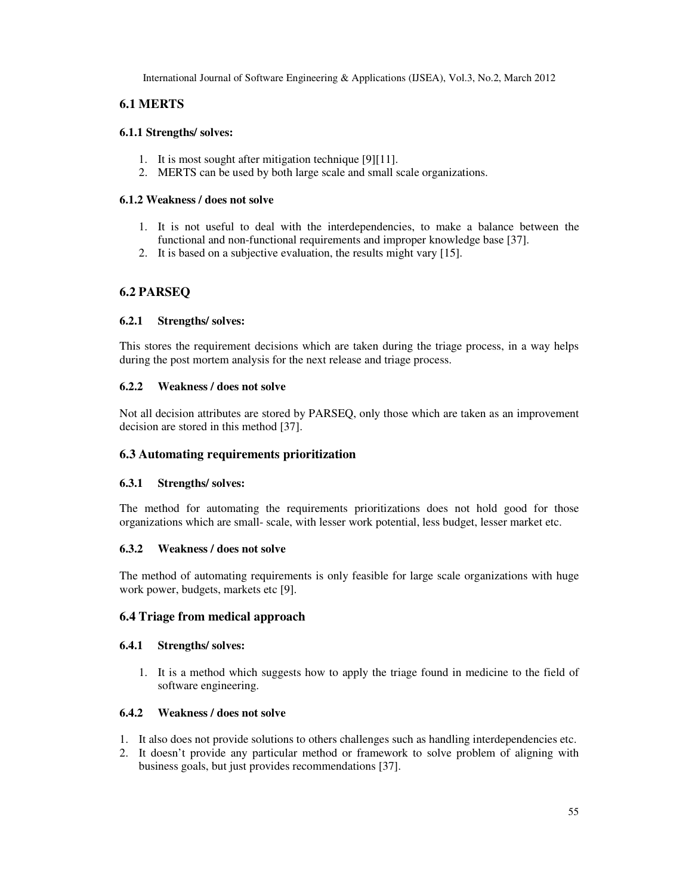## 6.1 MERTS

### 6.1.1 Strengths/ solves:

1. It is most sought after mitigation technique [9][11].
2. MERTS can be used by both large scale and small scale organizations.

### 6.1.2 Weakness / does not solve

1. It is not useful to deal with the interdependencies, to make a balance between the functional and non-functional requirements and improper knowledge base [37].
2. It is based on a subjective evaluation, the results might vary [15].

## 6.2 PARSEQ

### 6.2.1 Strengths/ solves:

This stores the requirement decisions which are taken during the triage process, in a way helps during the post mortem analysis for the next release and triage process.

### 6.2.2 Weakness / does not solve

Not all decision attributes are stored by PARSEQ, only those which are taken as an improvement decision are stored in this method [37].

## 6.3 Automating requirements prioritization

### 6.3.1 Strengths/ solves:

The method for automating the requirements prioritizations does not hold good for those organizations which are small- scale, with lesser work potential, less budget, lesser market etc.

### 6.3.2 Weakness / does not solve

The method of automating requirements is only feasible for large scale organizations with huge work power, budgets, markets etc [9].

## 6.4 Triage from medical approach

### 6.4.1 Strengths/ solves:

1. It is a method which suggests how to apply the triage found in medicine to the field of software engineering.

### 6.4.2 Weakness / does not solve

1. It also does not provide solutions to others challenges such as handling interdependencies etc.
2. It doesn't provide any particular method or framework to solve problem of aligning with business goals, but just provides recommendations [37].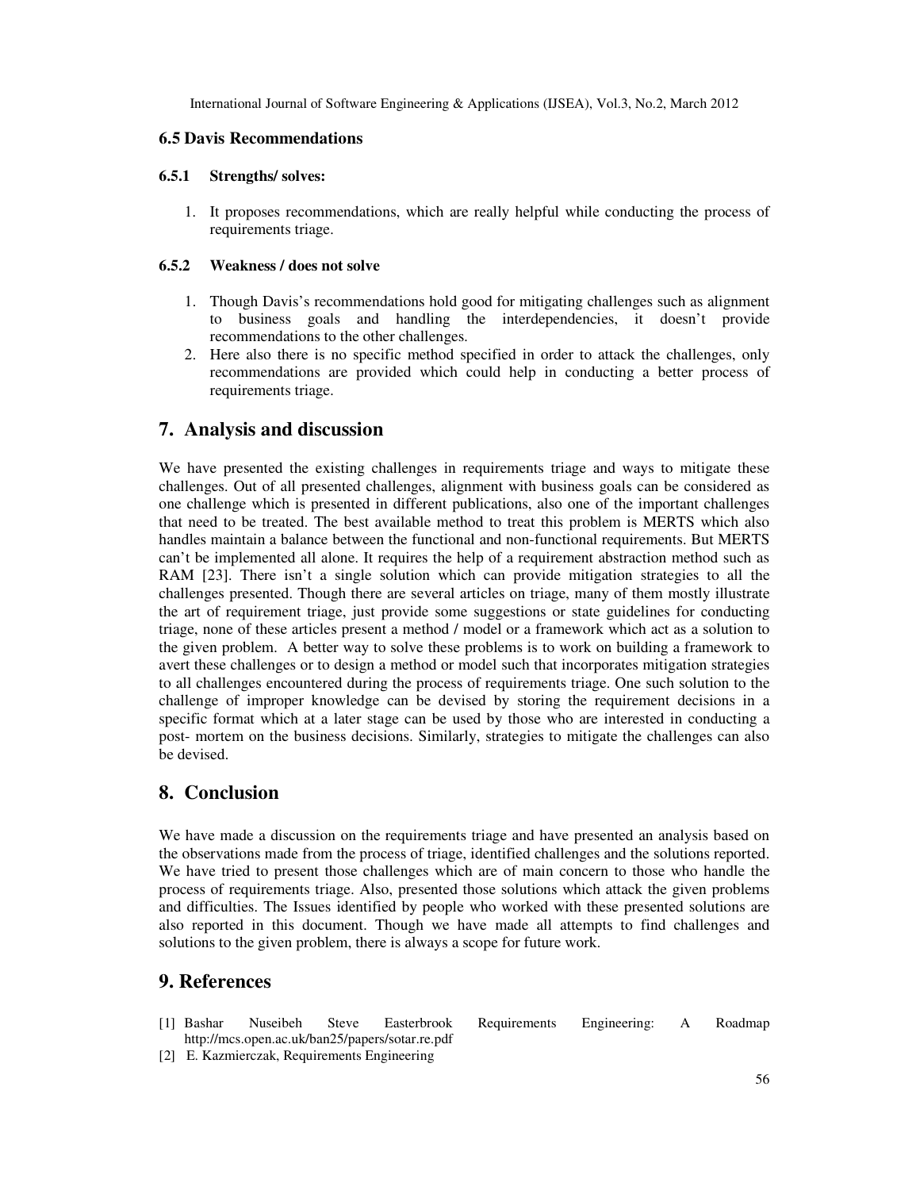### 6.5 Davis Recommendations

#### 6.5.1 Strengths/ solves:

1. It proposes recommendations, which are really helpful while conducting the process of requirements triage.

#### 6.5.2 Weakness / does not solve

1. Though Davis's recommendations hold good for mitigating challenges such as alignment to business goals and handling the interdependencies, it doesn't provide recommendations to the other challenges.
2. Here also there is no specific method specified in order to attack the challenges, only recommendations are provided which could help in conducting a better process of requirements triage.

## 7. Analysis and discussion

We have presented the existing challenges in requirements triage and ways to mitigate these challenges. Out of all presented challenges, alignment with business goals can be considered as one challenge which is presented in different publications, also one of the important challenges that need to be treated. The best available method to treat this problem is MERTS which also handles maintain a balance between the functional and non-functional requirements. But MERTS can't be implemented all alone. It requires the help of a requirement abstraction method such as RAM [23]. There isn't a single solution which can provide mitigation strategies to all the challenges presented. Though there are several articles on triage, many of them mostly illustrate the art of requirement triage, just provide some suggestions or state guidelines for conducting triage, none of these articles present a method / model or a framework which act as a solution to the given problem. A better way to solve these problems is to work on building a framework to avert these challenges or to design a method or model such that incorporates mitigation strategies to all challenges encountered during the process of requirements triage. One such solution to the challenge of improper knowledge can be devised by storing the requirement decisions in a specific format which at a later stage can be used by those who are interested in conducting a post- mortem on the business decisions. Similarly, strategies to mitigate the challenges can also be devised.

## 8. Conclusion

We have made a discussion on the requirements triage and have presented an analysis based on the observations made from the process of triage, identified challenges and the solutions reported. We have tried to present those challenges which are of main concern to those who handle the process of requirements triage. Also, presented those solutions which attack the given problems and difficulties. The Issues identified by people who worked with these presented solutions are also reported in this document. Though we have made all attempts to find challenges and solutions to the given problem, there is always a scope for future work.

## 9. References

[1] Bashar Nuseibeh Steve Easterbrook Requirements Engineering: A Roadmap http://mcs.open.ac.uk/ban25/papers/sotar.re.pdf

[2] E. Kazmierczak, Requirements Engineering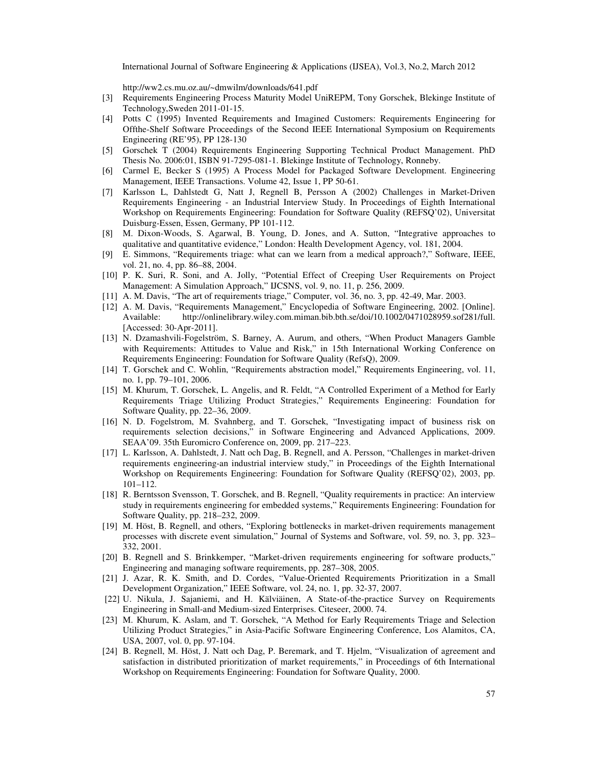http://ww2.cs.mu.oz.au/~dmwilm/downloads/641.pdf

[3] Requirements Engineering Process Maturity Model UniREPM, Tony Gorschek, Blekinge Institute of Technology,Sweden 2011-01-15.

[4] Potts C (1995) Invented Requirements and Imagined Customers: Requirements Engineering for Offthe-Shelf Software Proceedings of the Second IEEE International Symposium on Requirements Engineering (RE'95), PP 128-130

[5] Gorschek T (2004) Requirements Engineering Supporting Technical Product Management. PhD Thesis No. 2006:01, ISBN 91-7295-081-1. Blekinge Institute of Technology, Ronneby.

[6] Carmel E, Becker S (1995) A Process Model for Packaged Software Development. Engineering Management, IEEE Transactions. Volume 42, Issue 1, PP 50-61.

[7] Karlsson L, Dahlstedt G, Natt J, Regnell B, Persson A (2002) Challenges in Market-Driven Requirements Engineering - an Industrial Interview Study. In Proceedings of Eighth International Workshop on Requirements Engineering: Foundation for Software Quality (REFSQ'02), Universitat Duisburg-Essen, Essen, Germany, PP 101-112.

[8] M. Dixon-Woods, S. Agarwal, B. Young, D. Jones, and A. Sutton, "Integrative approaches to qualitative and quantitative evidence," London: Health Development Agency, vol. 181, 2004.

[9] E. Simmons, "Requirements triage: what can we learn from a medical approach?," Software, IEEE, vol. 21, no. 4, pp. 86–88, 2004.

[10] P. K. Suri, R. Soni, and A. Jolly, "Potential Effect of Creeping User Requirements on Project Management: A Simulation Approach," IJCSNS, vol. 9, no. 11, p. 256, 2009.

[11] A. M. Davis, "The art of requirements triage," Computer, vol. 36, no. 3, pp. 42-49, Mar. 2003.

[12] A. M. Davis, "Requirements Management," Encyclopedia of Software Engineering, 2002. [Online]. Available: http://onlinelibrary.wiley.com.miman.bib.bth.se/doi/10.1002/0471028959.sof281/full. [Accessed: 30-Apr-2011].

[13] N. Dzamashvili-Fogelström, S. Barney, A. Aurum, and others, "When Product Managers Gamble with Requirements: Attitudes to Value and Risk," in 15th International Working Conference on Requirements Engineering: Foundation for Software Quality (RefsQ), 2009.

[14] T. Gorschek and C. Wohlin, "Requirements abstraction model," Requirements Engineering, vol. 11, no. 1, pp. 79–101, 2006.

[15] M. Khurum, T. Gorschek, L. Angelis, and R. Feldt, "A Controlled Experiment of a Method for Early Requirements Triage Utilizing Product Strategies," Requirements Engineering: Foundation for Software Quality, pp. 22–36, 2009.

[16] N. D. Fogelstrom, M. Svahnberg, and T. Gorschek, "Investigating impact of business risk on requirements selection decisions," in Software Engineering and Advanced Applications, 2009. SEAA'09. 35th Euromicro Conference on, 2009, pp. 217–223.

[17] L. Karlsson, A. Dahlstedt, J. Natt och Dag, B. Regnell, and A. Persson, "Challenges in market-driven requirements engineering-an industrial interview study," in Proceedings of the Eighth International Workshop on Requirements Engineering: Foundation for Software Quality (REFSQ'02), 2003, pp. 101–112.

[18] R. Berntsson Svensson, T. Gorschek, and B. Regnell, "Quality requirements in practice: An interview study in requirements engineering for embedded systems," Requirements Engineering: Foundation for Software Quality, pp. 218–232, 2009.

[19] M. Höst, B. Regnell, and others, "Exploring bottlenecks in market-driven requirements management processes with discrete event simulation," Journal of Systems and Software, vol. 59, no. 3, pp. 323–332, 2001.

[20] B. Regnell and S. Brinkkemper, "Market-driven requirements engineering for software products," Engineering and managing software requirements, pp. 287–308, 2005.

[21] J. Azar, R. K. Smith, and D. Cordes, "Value-Oriented Requirements Prioritization in a Small Development Organization," IEEE Software, vol. 24, no. 1, pp. 32-37, 2007.

[22] U. Nikula, J. Sajaniemi, and H. Kälviäinen, A State-of-the-practice Survey on Requirements Engineering in Small-and Medium-sized Enterprises. Citeseer, 2000. 74.

[23] M. Khurum, K. Aslam, and T. Gorschek, "A Method for Early Requirements Triage and Selection Utilizing Product Strategies," in Asia-Pacific Software Engineering Conference, Los Alamitos, CA, USA, 2007, vol. 0, pp. 97-104.

[24] B. Regnell, M. Höst, J. Natt och Dag, P. Beremark, and T. Hjelm, "Visualization of agreement and satisfaction in distributed prioritization of market requirements," in Proceedings of 6th International Workshop on Requirements Engineering: Foundation for Software Quality, 2000.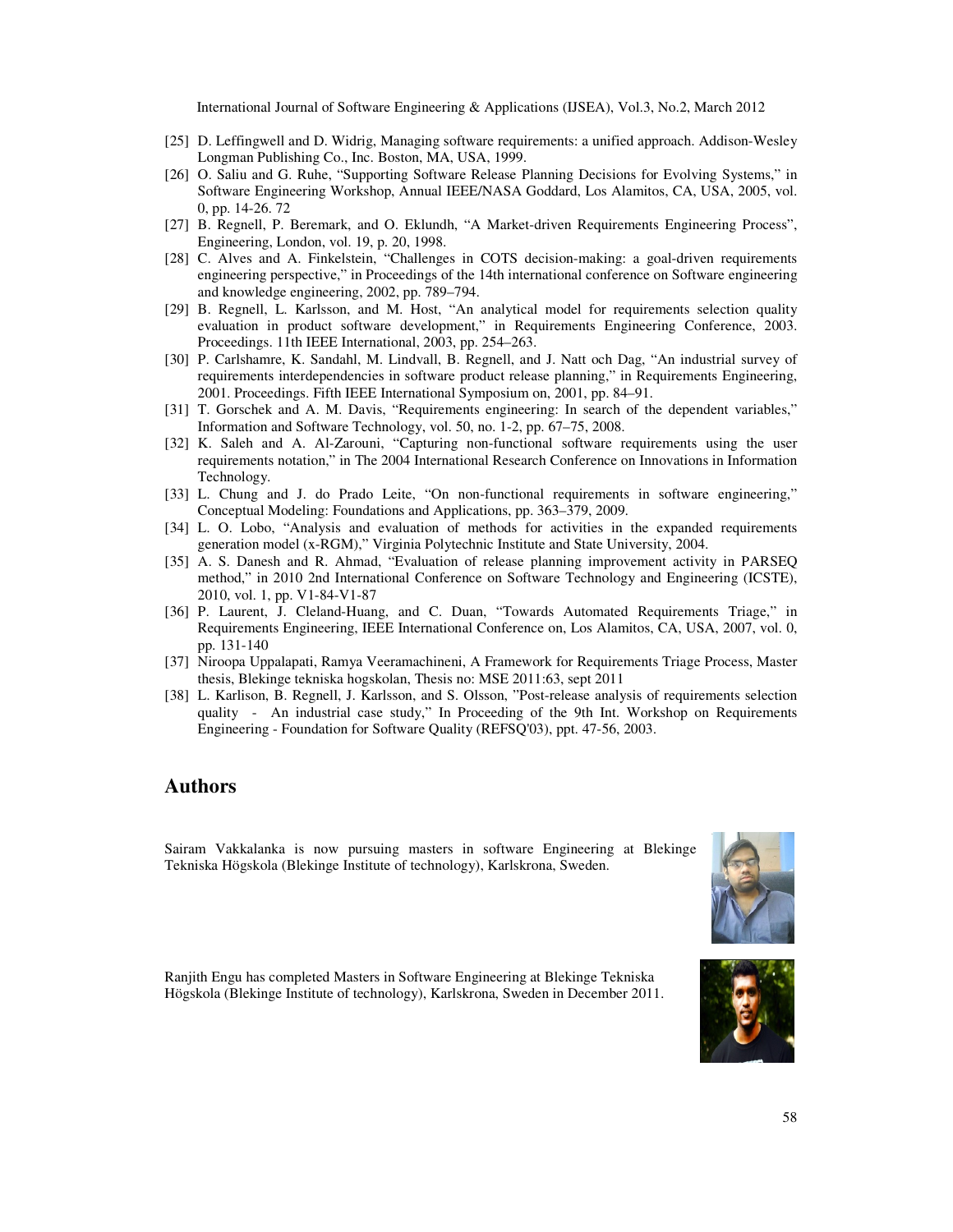[25] D. Leffingwell and D. Widrig, Managing software requirements: a unified approach. Addison-Wesley Longman Publishing Co., Inc. Boston, MA, USA, 1999.

[26] O. Saliu and G. Ruhe, "Supporting Software Release Planning Decisions for Evolving Systems," in Software Engineering Workshop, Annual IEEE/NASA Goddard, Los Alamitos, CA, USA, 2005, vol. 0, pp. 14-26. 72

[27] B. Regnell, P. Beremark, and O. Eklundh, "A Market-driven Requirements Engineering Process", Engineering, London, vol. 19, p. 20, 1998.

[28] C. Alves and A. Finkelstein, "Challenges in COTS decision-making: a goal-driven requirements engineering perspective," in Proceedings of the 14th international conference on Software engineering and knowledge engineering, 2002, pp. 789–794.

[29] B. Regnell, L. Karlsson, and M. Host, "An analytical model for requirements selection quality evaluation in product software development," in Requirements Engineering Conference, 2003. Proceedings. 11th IEEE International, 2003, pp. 254–263.

[30] P. Carlshamre, K. Sandahl, M. Lindvall, B. Regnell, and J. Natt och Dag, "An industrial survey of requirements interdependencies in software product release planning," in Requirements Engineering, 2001. Proceedings. Fifth IEEE International Symposium on, 2001, pp. 84–91.

[31] T. Gorschek and A. M. Davis, "Requirements engineering: In search of the dependent variables," Information and Software Technology, vol. 50, no. 1-2, pp. 67–75, 2008.

[32] K. Saleh and A. Al-Zarouni, "Capturing non-functional software requirements using the user requirements notation," in The 2004 International Research Conference on Innovations in Information Technology.

[33] L. Chung and J. do Prado Leite, "On non-functional requirements in software engineering," Conceptual Modeling: Foundations and Applications, pp. 363–379, 2009.

[34] L. O. Lobo, "Analysis and evaluation of methods for activities in the expanded requirements generation model (x-RGM)," Virginia Polytechnic Institute and State University, 2004.

[35] A. S. Danesh and R. Ahmad, "Evaluation of release planning improvement activity in PARSEQ method," in 2010 2nd International Conference on Software Technology and Engineering (ICSTE), 2010, vol. 1, pp. V1-84-V1-87

[36] P. Laurent, J. Cleland-Huang, and C. Duan, "Towards Automated Requirements Triage," in Requirements Engineering, IEEE International Conference on, Los Alamitos, CA, USA, 2007, vol. 0, pp. 131-140

[37] Niroopa Uppalapati, Ramya Veeramachineni, A Framework for Requirements Triage Process, Master thesis, Blekinge tekniska hogskolan, Thesis no: MSE 2011:63, sept 2011

[38] L. Karlison, B. Regnell, J. Karlsson, and S. Olsson, "Post-release analysis of requirements selection quality - An industrial case study," In Proceeding of the 9th Int. Workshop on Requirements Engineering - Foundation for Software Quality (REFSQ'03), ppt. 47-56, 2003.

## Authors

Sairam Vakkalanka is now pursuing masters in software Engineering at Blekinge Tekniska Högskola (Blekinge Institute of technology), Karlskrona, Sweden.

Ranjith Engu has completed Masters in Software Engineering at Blekinge Tekniska Högskola (Blekinge Institute of technology), Karlskrona, Sweden in December 2011.